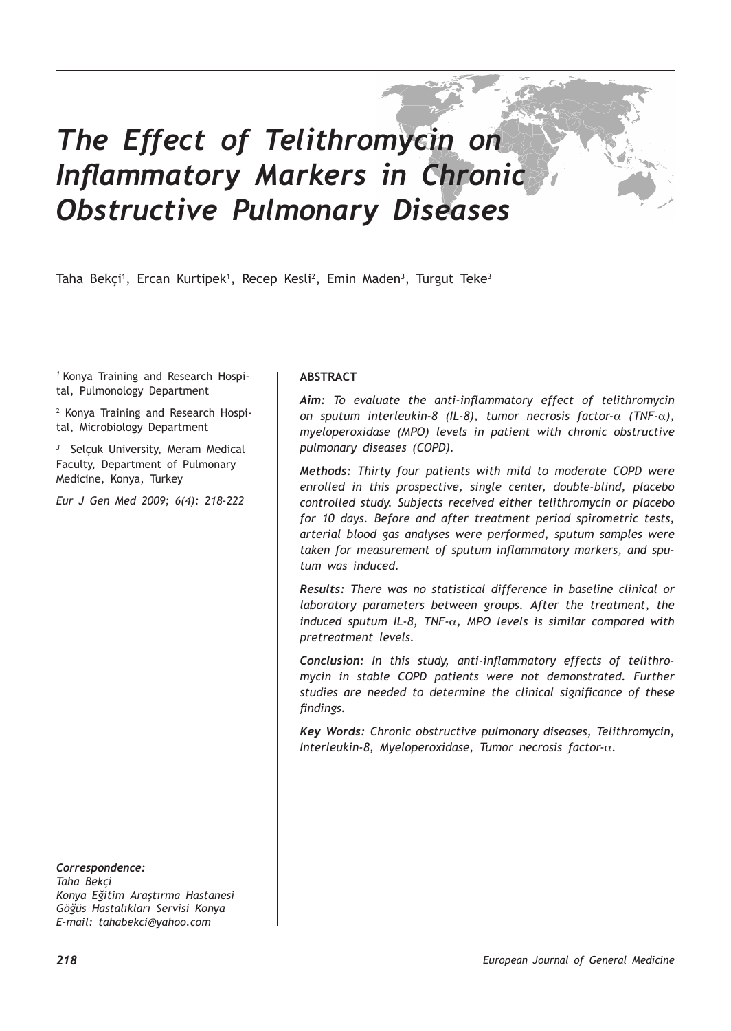# *The Effect of Telithromycin on Inflammatory Markers in Chronic Obstructive Pulmonary Diseases*

Taha Bekçi[1], Ercan Kurtipek[1], Recep Kesli[2], Emin Maden[3], Turgut Teke[3]

[1] Konya Training and Research Hospital, Pulmonology Department

[2] Konya Training and Research Hospital, Microbiology Department

[3] Selçuk University, Meram Medical Faculty, Department of Pulmonary Medicine, Konya, Turkey

*Eur J Gen Med 2009; 6(4): 218-222*

**ABSTRACT**

***Aim:*** *To evaluate the anti-inflammatory effect of telithromycin on sputum interleukin-8 (IL-8), tumor necrosis factor-α (TNF-α), myeloperoxidase (MPO) levels in patient with chronic obstructive pulmonary diseases (COPD).*

***Methods:*** *Thirty four patients with mild to moderate COPD were enrolled in this prospective, single center, double-blind, placebo controlled study. Subjects received either telithromycin or placebo for 10 days. Before and after treatment period spirometric tests, arterial blood gas analyses were performed, sputum samples were taken for measurement of sputum inflammatory markers, and sputum was induced.*

***Results:*** *There was no statistical difference in baseline clinical or laboratory parameters between groups. After the treatment, the induced sputum IL-8, TNF-α, MPO levels is similar compared with pretreatment levels.*

***Conclusion:*** *In this study, anti-inflammatory effects of telithromycin in stable COPD patients were not demonstrated. Further studies are needed to determine the clinical significance of these findings.*

***Key Words:*** *Chronic obstructive pulmonary diseases, Telithromycin, Interleukin-8, Myeloperoxidase, Tumor necrosis factor-α.*

***Correspondence:***
*Taha Bekçi*
*Konya Eğitim Araştırma Hastanesi*
*Göğüs Hastalıkları Servisi Konya*
*E-mail: tahabekci@yahoo.com*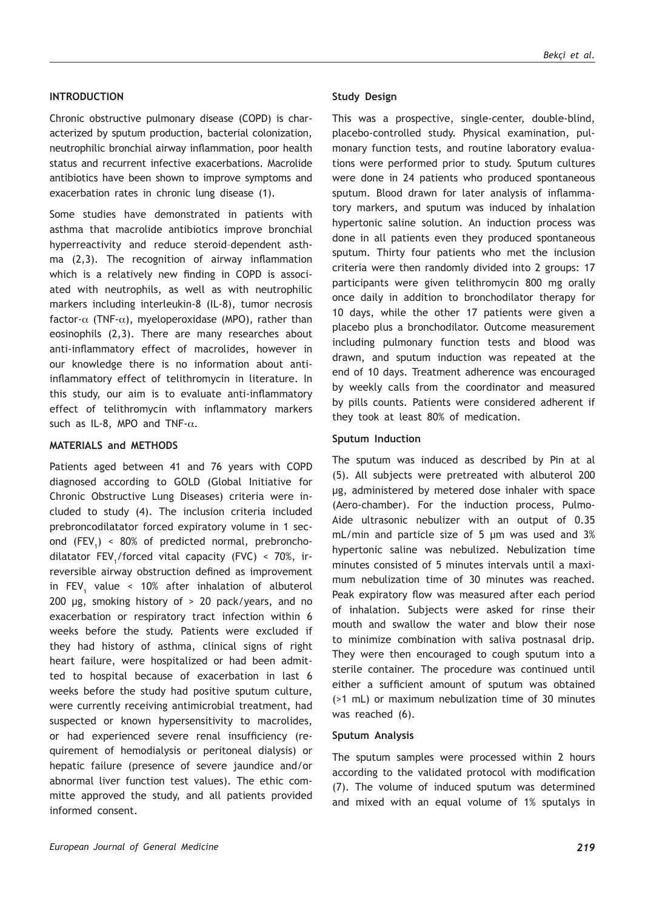## INTRODUCTION

Chronic obstructive pulmonary disease (COPD) is characterized by sputum production, bacterial colonization, neutrophilic bronchial airway inflammation, poor health status and recurrent infective exacerbations. Macrolide antibiotics have been shown to improve symptoms and exacerbation rates in chronic lung disease (1).

Some studies have demonstrated in patients with asthma that macrolide antibiotics improve bronchial hyperreactivity and reduce steroid–dependent asthma (2,3). The recognition of airway inflammation which is a relatively new finding in COPD is associated with neutrophils, as well as with neutrophilic markers including interleukin-8 (IL-8), tumor necrosis factor-$\alpha$ (TNF-$\alpha$), myeloperoxidase (MPO), rather than eosinophils (2,3). There are many researches about anti-inflammatory effect of macrolides, however in our knowledge there is no information about anti-inflammatory effect of telithromycin in literature. In this study, our aim is to evaluate anti-inflammatory effect of telithromycin with inflammatory markers such as IL-8, MPO and TNF-$\alpha$.

## MATERIALS and METHODS

Patients aged between 41 and 76 years with COPD diagnosed according to GOLD (Global Initiative for Chronic Obstructive Lung Diseases) criteria were included to study (4). The inclusion criteria included prebroncodilatator forced expiratory volume in 1 second ($FEV_1$) < 80% of predicted normal, prebronchodilatator $FEV_1$/forced vital capacity (FVC) < 70%, irreversible airway obstruction defined as improvement in $FEV_1$ value < 10% after inhalation of albuterol 200 µg, smoking history of > 20 pack/years, and no exacerbation or respiratory tract infection within 6 weeks before the study. Patients were excluded if they had history of asthma, clinical signs of right heart failure, were hospitalized or had been admitted to hospital because of exacerbation in last 6 weeks before the study had positive sputum culture, were currently receiving antimicrobial treatment, had suspected or known hypersensitivity to macrolides, or had experienced severe renal insufficiency (requirement of hemodialysis or peritoneal dialysis) or hepatic failure (presence of severe jaundice and/or abnormal liver function test values). The ethic committe approved the study, and all patients provided informed consent.

### Study Design

This was a prospective, single-center, double-blind, placebo-controlled study. Physical examination, pulmonary function tests, and routine laboratory evaluations were performed prior to study. Sputum cultures were done in 24 patients who produced spontaneous sputum. Blood drawn for later analysis of inflammatory markers, and sputum was induced by inhalation hypertonic saline solution. An induction process was done in all patients even they produced spontaneous sputum. Thirty four patients who met the inclusion criteria were then randomly divided into 2 groups: 17 participants were given telithromycin 800 mg orally once daily in addition to bronchodilator therapy for 10 days, while the other 17 patients were given a placebo plus a bronchodilator. Outcome measurement including pulmonary function tests and blood was drawn, and sputum induction was repeated at the end of 10 days. Treatment adherence was encouraged by weekly calls from the coordinator and measured by pills counts. Patients were considered adherent if they took at least 80% of medication.

### Sputum Induction

The sputum was induced as described by Pin at al (5). All subjects were pretreated with albuterol 200 µg, administered by metered dose inhaler with space (Aero-chamber). For the induction process, Pulmo-Aide ultrasonic nebulizer with an output of 0.35 mL/min and particle size of 5 µm was used and 3% hypertonic saline was nebulized. Nebulization time minutes consisted of 5 minutes intervals until a maximum nebulization time of 30 minutes was reached. Peak expiratory flow was measured after each period of inhalation. Subjects were asked for rinse their mouth and swallow the water and blow their nose to minimize combination with saliva postnasal drip. They were then encouraged to cough sputum into a sterile container. The procedure was continued until either a sufficient amount of sputum was obtained (>1 mL) or maximum nebulization time of 30 minutes was reached (6).

### Sputum Analysis

The sputum samples were processed within 2 hours according to the validated protocol with modification (7). The volume of induced sputum was determined and mixed with an equal volume of 1% sputalys in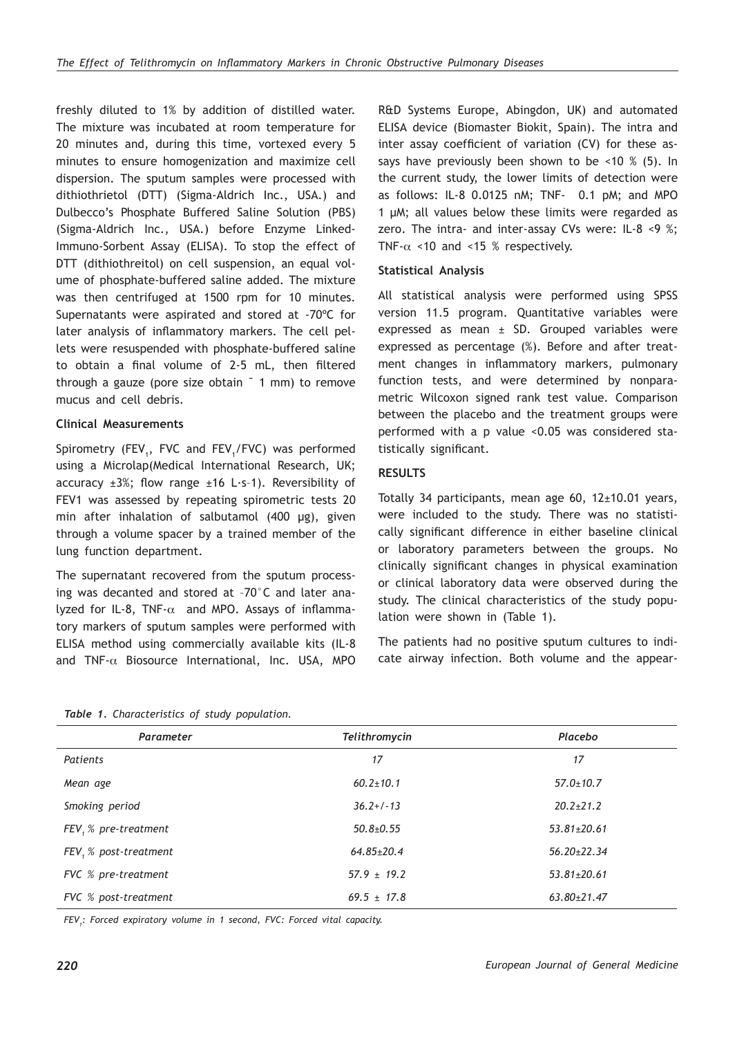freshly diluted to 1% by addition of distilled water. The mixture was incubated at room temperature for 20 minutes and, during this time, vortexed every 5 minutes to ensure homogenization and maximize cell dispersion. The sputum samples were processed with dithiothrietol (DTT) (Sigma-Aldrich Inc., USA.) and Dulbecco's Phosphate Buffered Saline Solution (PBS) (Sigma-Aldrich Inc., USA.) before Enzyme Linked-Immuno-Sorbent Assay (ELISA). To stop the effect of DTT (dithiothreitol) on cell suspension, an equal volume of phosphate-buffered saline added. The mixture was then centrifuged at 1500 rpm for 10 minutes. Supernatants were aspirated and stored at -70ºC for later analysis of inflammatory markers. The cell pellets were resuspended with phosphate-buffered saline to obtain a final volume of 2-5 mL, then filtered through a gauze (pore size obtain ˜ 1 mm) to remove mucus and cell debris.

**Clinical Measurements**

Spirometry ($FEV_1$, FVC and $FEV_1$/FVC) was performed using a Microlap(Medical International Research, UK; accuracy ±3%; flow range ±16 L·s–1). Reversibility of FEV1 was assessed by repeating spirometric tests 20 min after inhalation of salbutamol (400 µg), given through a volume spacer by a trained member of the lung function department.

The supernatant recovered from the sputum processing was decanted and stored at –70°C and later analyzed for IL-8, TNF-$\alpha$ and MPO. Assays of inflammatory markers of sputum samples were performed with ELISA method using commercially available kits (IL-8 and TNF-$\alpha$ Biosource International, Inc. USA, MPO R&D Systems Europe, Abingdon, UK) and automated ELISA device (Biomaster Biokit, Spain). The intra and inter assay coefficient of variation (CV) for these assays have previously been shown to be <10 % (5). In the current study, the lower limits of detection were as follows: IL-8 0.0125 nM; TNF- 0.1 pM; and MPO 1 µM; all values below these limits were regarded as zero. The intra- and inter-assay CVs were: IL-8 <9 %; TNF-$\alpha$ <10 and <15 % respectively.

**Statistical Analysis**

All statistical analysis were performed using SPSS version 11.5 program. Quantitative variables were expressed as mean ± SD. Grouped variables were expressed as percentage (%). Before and after treatment changes in inflammatory markers, pulmonary function tests, and were determined by nonparametric Wilcoxon signed rank test value. Comparison between the placebo and the treatment groups were performed with a p value <0.05 was considered statistically significant.

**RESULTS**

Totally 34 participants, mean age 60, 12±10.01 years, were included to the study. There was no statistically significant difference in either baseline clinical or laboratory parameters between the groups. No clinically significant changes in physical examination or clinical laboratory data were observed during the study. The clinical characteristics of the study population were shown in (Table 1).

The patients had no positive sputum cultures to indicate airway infection. Both volume and the appear-

*Table 1. Characteristics of study population.*

| Parameter | Telithromycin | Placebo |
|---|---|---|
| Patients | 17 | 17 |
| Mean age | 60.2±10.1 | 57.0±10.7 |
| Smoking period | 36.2+/-13 | 20.2±21.2 |
| $FEV_1$ % pre-treatment | 50.8±0.55 | 53.81±20.61 |
| $FEV_1$ % post-treatment | 64.85±20.4 | 56.20±22.34 |
| FVC % pre-treatment | 57.9 ± 19.2 | 53.81±20.61 |
| FVC % post-treatment | 69.5 ± 17.8 | 63.80±21.47 |

*$FEV_1$: Forced expiratory volume in 1 second, FVC: Forced vital capacity.*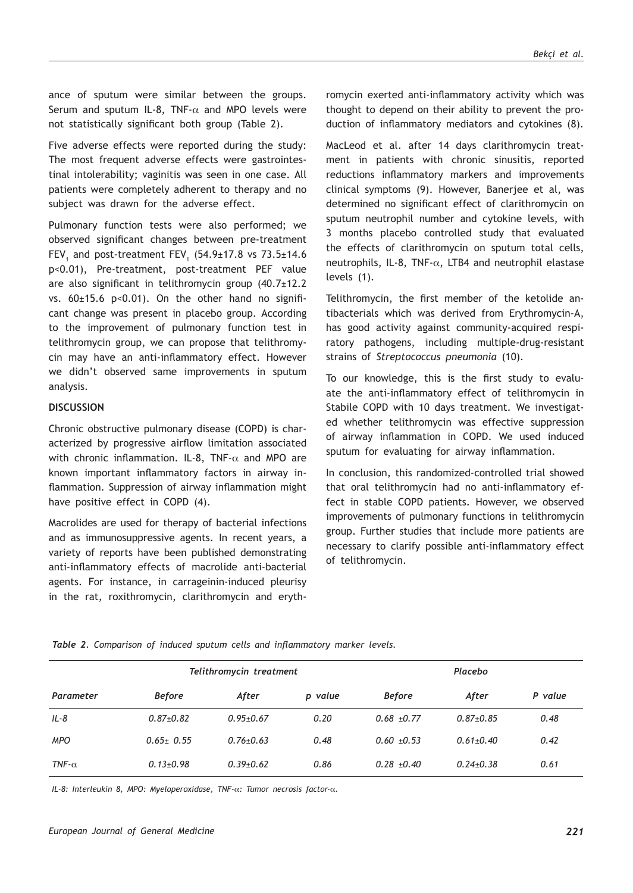ance of sputum were similar between the groups. Serum and sputum IL-8, TNF-$\alpha$ and MPO levels were not statistically significant both group (Table 2).

Five adverse effects were reported during the study: The most frequent adverse effects were gastrointestinal intolerability; vaginitis was seen in one case. All patients were completely adherent to therapy and no subject was drawn for the adverse effect.

Pulmonary function tests were also performed; we observed significant changes between pre-treatment $FEV_1$ and post-treatment $FEV_1$ (54.9±17.8 vs 73.5±14.6 $p<0.01$), Pre-treatment, post-treatment PEF value are also significant in telithromycin group (40.7±12.2 vs. 60±15.6 $p<0.01$). On the other hand no significant change was present in placebo group. According to the improvement of pulmonary function test in telithromycin group, we can propose that telithromycin may have an anti-inflammatory effect. However we didn't observed same improvements in sputum analysis.

**DISCUSSION**

Chronic obstructive pulmonary disease (COPD) is characterized by progressive airflow limitation associated with chronic inflammation. IL-8, TNF-$\alpha$ and MPO are known important inflammatory factors in airway inflammation. Suppression of airway inflammation might have positive effect in COPD (4).

Macrolides are used for therapy of bacterial infections and as immunosuppressive agents. In recent years, a variety of reports have been published demonstrating anti-inflammatory effects of macrolide anti-bacterial agents. For instance, in carrageinin-induced pleurisy in the rat, roxithromycin, clarithromycin and erythromycin exerted anti-inflammatory activity which was thought to depend on their ability to prevent the production of inflammatory mediators and cytokines (8).

MacLeod et al. after 14 days clarithromycin treatment in patients with chronic sinusitis, reported reductions inflammatory markers and improvements clinical symptoms (9). However, Banerjee et al, was determined no significant effect of clarithromycin on sputum neutrophil number and cytokine levels, with 3 months placebo controlled study that evaluated the effects of clarithromycin on sputum total cells, neutrophils, IL-8, TNF-$\alpha$, LTB4 and neutrophil elastase levels (1).

Telithromycin, the first member of the ketolide antibacterials which was derived from Erythromycin-A, has good activity against community-acquired respiratory pathogens, including multiple-drug-resistant strains of *Streptococcus pneumonia* (10).

To our knowledge, this is the first study to evaluate the anti-inflammatory effect of telithromycin in Stabile COPD with 10 days treatment. We investigated whether telithromycin was effective suppression of airway inflammation in COPD. We used induced sputum for evaluating for airway inflammation.

In conclusion, this randomized-controlled trial showed that oral telithromycin had no anti-inflammatory effect in stable COPD patients. However, we observed improvements of pulmonary functions in telithromycin group. Further studies that include more patients are necessary to clarify possible anti-inflammatory effect of telithromycin.

*Table 2. Comparison of induced sputum cells and inflammatory marker levels.*

| | Telithromycin treatment | | | Placebo | | |
|---|---|---|---|---|---|---|
| Parameter | Before | After | p value | Before | After | P value |
| IL-8 | 0.87±0.82 | 0.95±0.67 | 0.20 | 0.68 ±0.77 | 0.87±0.85 | 0.48 |
| MPO | 0.65± 0.55 | 0.76±0.63 | 0.48 | 0.60 ±0.53 | 0.61±0.40 | 0.42 |
| TNF-$\alpha$ | 0.13±0.98 | 0.39±0.62 | 0.86 | 0.28 ±0.40 | 0.24±0.38 | 0.61 |

*IL-8: Interleukin 8, MPO: Myeloperoxidase, TNF-$\alpha$: Tumor necrosis factor-$\alpha$.*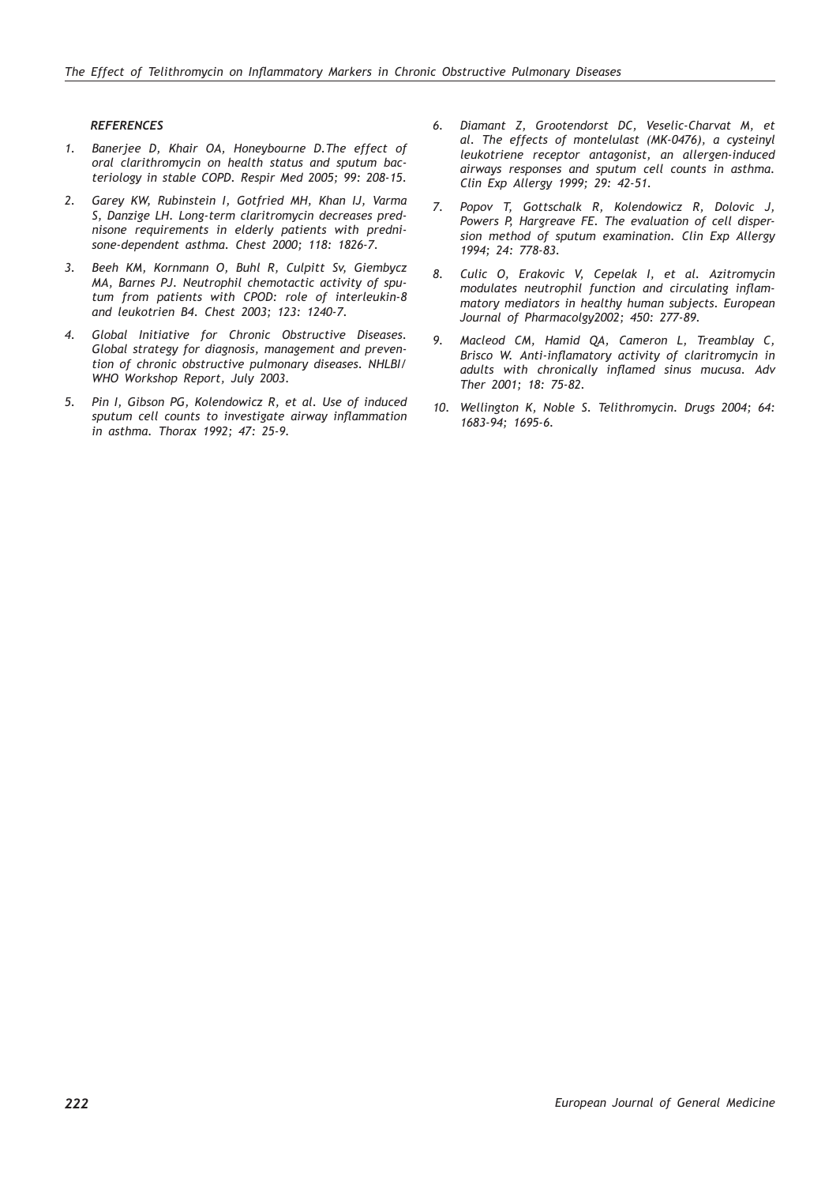*REFERENCES*

1. *Banerjee D, Khair OA, Honeybourne D.The effect of oral clarithromycin on health status and sputum bacteriology in stable COPD. Respir Med 2005; 99: 208-15.*

2. *Garey KW, Rubinstein I, Gotfried MH, Khan IJ, Varma S, Danzige LH. Long-term claritromycin decreases prednisone requirements in elderly patients with prednisone-dependent asthma. Chest 2000; 118: 1826-7.*

3. *Beeh KM, Kornmann O, Buhl R, Culpitt Sv, Giembycz MA, Barnes PJ. Neutrophil chemotactic activity of sputum from patients with CPOD: role of interleukin-8 and leukotrien B4. Chest 2003; 123: 1240-7.*

4. *Global Initiative for Chronic Obstructive Diseases. Global strategy for diagnosis, management and prevention of chronic obstructive pulmonary diseases. NHLBI/ WHO Workshop Report, July 2003.*

5. *Pin I, Gibson PG, Kolendowicz R, et al. Use of induced sputum cell counts to investigate airway inflammation in asthma. Thorax 1992; 47: 25-9.*

6. *Diamant Z, Grootendorst DC, Veselic-Charvat M, et al. The effects of montelulast (MK-0476), a cysteinyl leukotriene receptor antagonist, an allergen-induced airways responses and sputum cell counts in asthma. Clin Exp Allergy 1999; 29: 42-51.*

7. *Popov T, Gottschalk R, Kolendowicz R, Dolovic J, Powers P, Hargreave FE. The evaluation of cell dispersion method of sputum examination. Clin Exp Allergy 1994; 24: 778-83.*

8. *Culic O, Erakovic V, Cepelak I, et al. Azitromycin modulates neutrophil function and circulating inflammatory mediators in healthy human subjects. European Journal of Pharmacolgy2002; 450: 277-89.*

9. *Macleod CM, Hamid QA, Cameron L, Treamblay C, Brisco W. Anti-inflamatory activity of claritromycin in adults with chronically inflamed sinus mucusa. Adv Ther 2001; 18: 75-82.*

10. *Wellington K, Noble S. Telithromycin. Drugs 2004; 64: 1683-94; 1695-6.*